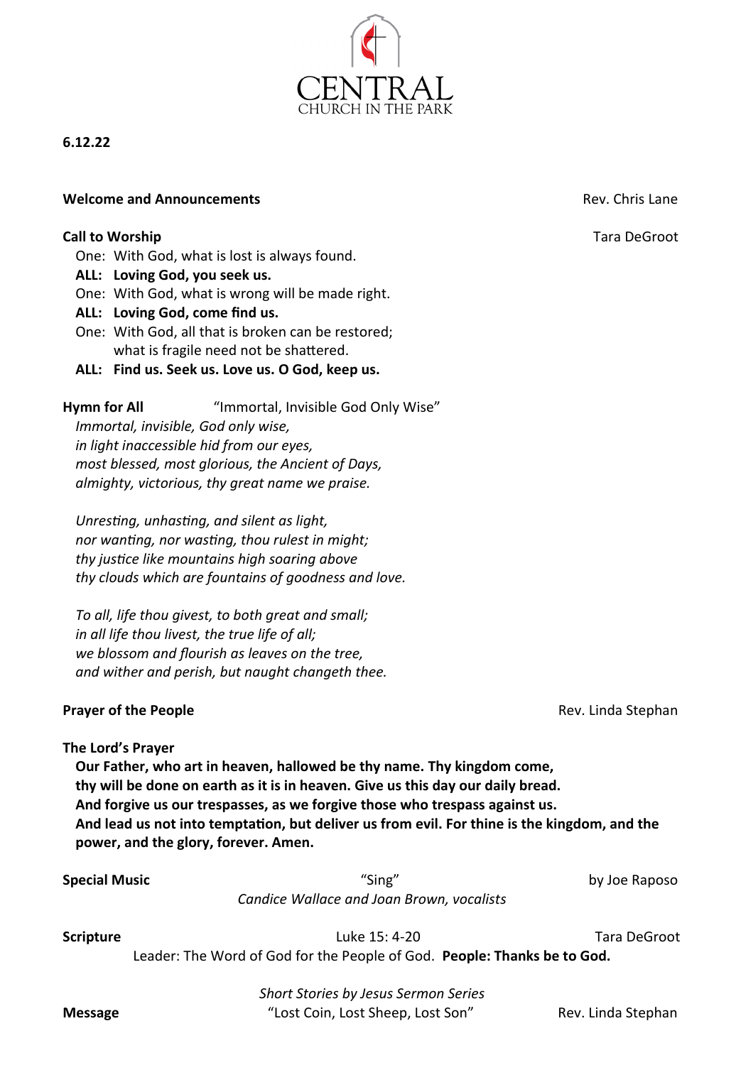CENTRAL
CHURCH IN THE PARK

**6.12.22**

**Welcome and Announcements** Rev. Chris Lane

**Call to Worship** Tara DeGroot

One: With God, what is lost is always found.
**ALL: Loving God, you seek us.**
One: With God, what is wrong will be made right.
**ALL: Loving God, come find us.**
One: With God, all that is broken can be restored;
what is fragile need not be shattered.
**ALL: Find us. Seek us. Love us. O God, keep us.**

**Hymn for All** "Immortal, Invisible God Only Wise"

*Immortal, invisible, God only wise,*
*in light inaccessible hid from our eyes,*
*most blessed, most glorious, the Ancient of Days,*
*almighty, victorious, thy great name we praise.*

*Unresting, unhasting, and silent as light,*
*nor wanting, nor wasting, thou rulest in might;*
*thy justice like mountains high soaring above*
*thy clouds which are fountains of goodness and love.*

*To all, life thou givest, to both great and small;*
*in all life thou livest, the true life of all;*
*we blossom and flourish as leaves on the tree,*
*and wither and perish, but naught changeth thee.*

**Prayer of the People** Rev. Linda Stephan

**The Lord's Prayer**

**Our Father, who art in heaven, hallowed be thy name. Thy kingdom come, thy will be done on earth as it is in heaven. Give us this day our daily bread. And forgive us our trespasses, as we forgive those who trespass against us. And lead us not into temptation, but deliver us from evil. For thine is the kingdom, and the power, and the glory, forever. Amen.**

**Special Music** "Sing" by Joe Raposo
*Candice Wallace and Joan Brown, vocalists*

**Scripture** Luke 15: 4-20 Tara DeGroot
Leader: The Word of God for the People of God. **People: Thanks be to God.**

*Short Stories by Jesus Sermon Series*
**Message** "Lost Coin, Lost Sheep, Lost Son" Rev. Linda Stephan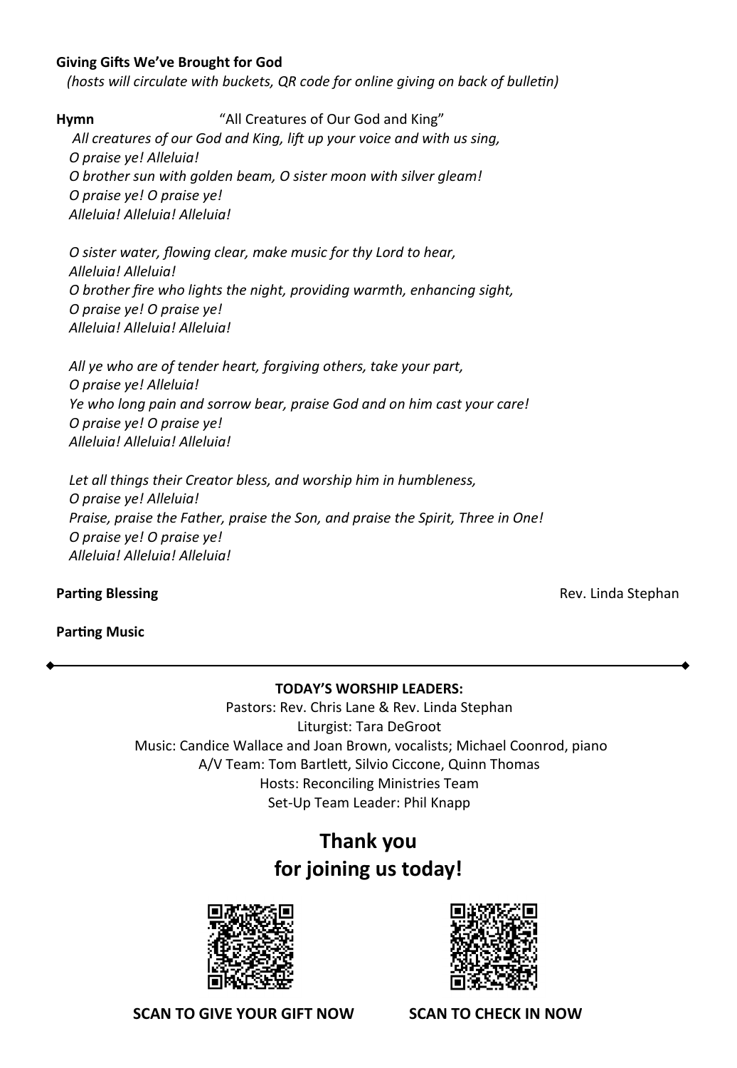**Giving Gifts We've Brought for God**

*(hosts will circulate with buckets, QR code for online giving on back of bulletin)*

**Hymn** "All Creatures of Our God and King"

*All creatures of our God and King, lift up your voice and with us sing,*
*O praise ye! Alleluia!*
*O brother sun with golden beam, O sister moon with silver gleam!*
*O praise ye! O praise ye!*
*Alleluia! Alleluia! Alleluia!*

*O sister water, flowing clear, make music for thy Lord to hear,*
*Alleluia! Alleluia!*
*O brother fire who lights the night, providing warmth, enhancing sight,*
*O praise ye! O praise ye!*
*Alleluia! Alleluia! Alleluia!*

*All ye who are of tender heart, forgiving others, take your part,*
*O praise ye! Alleluia!*
*Ye who long pain and sorrow bear, praise God and on him cast your care!*
*O praise ye! O praise ye!*
*Alleluia! Alleluia! Alleluia!*

*Let all things their Creator bless, and worship him in humbleness,*
*O praise ye! Alleluia!*
*Praise, praise the Father, praise the Son, and praise the Spirit, Three in One!*
*O praise ye! O praise ye!*
*Alleluia! Alleluia! Alleluia!*

**Parting Blessing** Rev. Linda Stephan

**Parting Music**

---

**TODAY'S WORSHIP LEADERS:**

Pastors: Rev. Chris Lane & Rev. Linda Stephan
Liturgist: Tara DeGroot
Music: Candice Wallace and Joan Brown, vocalists; Michael Coonrod, piano
A/V Team: Tom Bartlett, Silvio Ciccone, Quinn Thomas
Hosts: Reconciling Ministries Team
Set-Up Team Leader: Phil Knapp

## Thank you for joining us today!

**SCAN TO GIVE YOUR GIFT NOW**

**SCAN TO CHECK IN NOW**